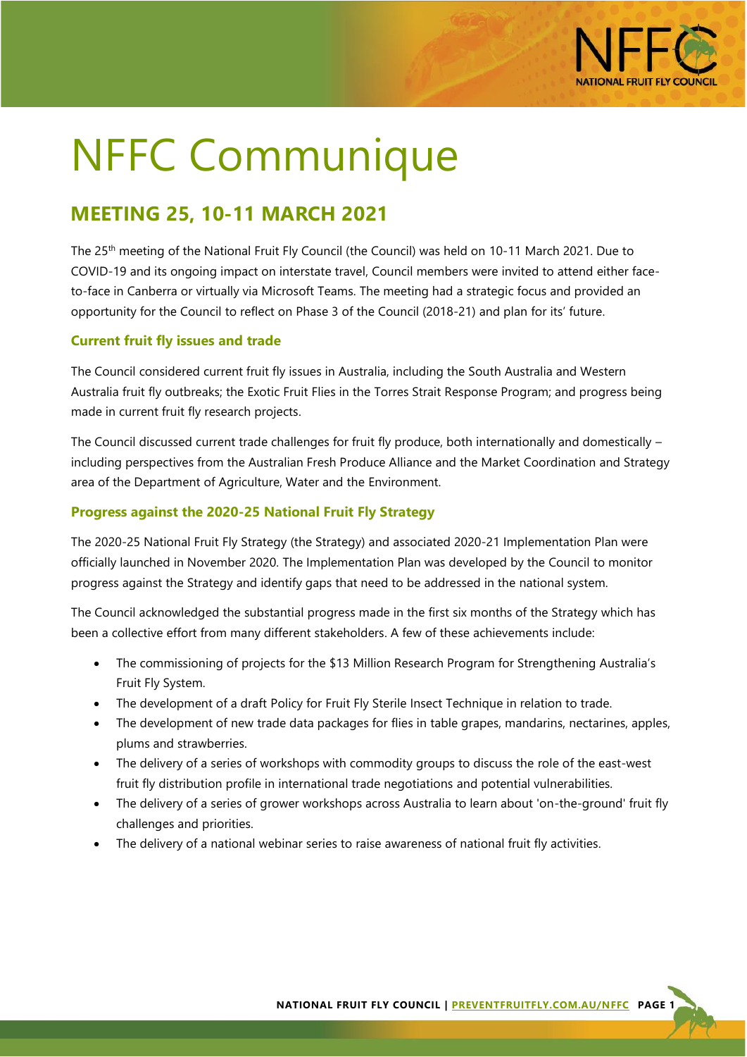# NFFC Communique

## MEETING 25, 10-11 MARCH 2021

The 25th meeting of the National Fruit Fly Council (the Council) was held on 10-11 March 2021. Due to COVID-19 and its ongoing impact on interstate travel, Council members were invited to attend either face-to-face in Canberra or virtually via Microsoft Teams. The meeting had a strategic focus and provided an opportunity for the Council to reflect on Phase 3 of the Council (2018-21) and plan for its' future.

### Current fruit fly issues and trade

The Council considered current fruit fly issues in Australia, including the South Australia and Western Australia fruit fly outbreaks; the Exotic Fruit Flies in the Torres Strait Response Program; and progress being made in current fruit fly research projects.

The Council discussed current trade challenges for fruit fly produce, both internationally and domestically – including perspectives from the Australian Fresh Produce Alliance and the Market Coordination and Strategy area of the Department of Agriculture, Water and the Environment.

### Progress against the 2020-25 National Fruit Fly Strategy

The 2020-25 National Fruit Fly Strategy (the Strategy) and associated 2020-21 Implementation Plan were officially launched in November 2020. The Implementation Plan was developed by the Council to monitor progress against the Strategy and identify gaps that need to be addressed in the national system.

The Council acknowledged the substantial progress made in the first six months of the Strategy which has been a collective effort from many different stakeholders. A few of these achievements include:

- The commissioning of projects for the $13 Million Research Program for Strengthening Australia's Fruit Fly System.
- The development of a draft Policy for Fruit Fly Sterile Insect Technique in relation to trade.
- The development of new trade data packages for flies in table grapes, mandarins, nectarines, apples, plums and strawberries.
- The delivery of a series of workshops with commodity groups to discuss the role of the east-west fruit fly distribution profile in international trade negotiations and potential vulnerabilities.
- The delivery of a series of grower workshops across Australia to learn about 'on-the-ground' fruit fly challenges and priorities.
- The delivery of a national webinar series to raise awareness of national fruit fly activities.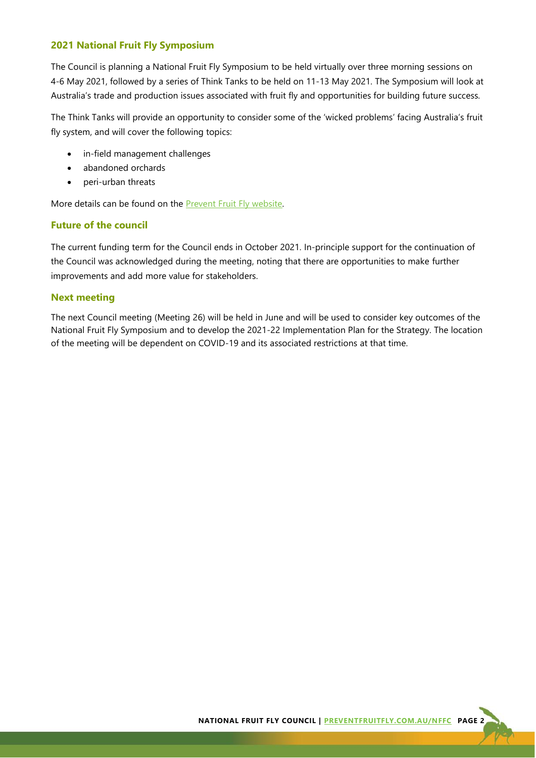## 2021 National Fruit Fly Symposium

The Council is planning a National Fruit Fly Symposium to be held virtually over three morning sessions on 4-6 May 2021, followed by a series of Think Tanks to be held on 11-13 May 2021. The Symposium will look at Australia's trade and production issues associated with fruit fly and opportunities for building future success.

The Think Tanks will provide an opportunity to consider some of the 'wicked problems' facing Australia's fruit fly system, and will cover the following topics:

- in-field management challenges
- abandoned orchards
- peri-urban threats

More details can be found on the Prevent Fruit Fly website.

## Future of the council

The current funding term for the Council ends in October 2021. In-principle support for the continuation of the Council was acknowledged during the meeting, noting that there are opportunities to make further improvements and add more value for stakeholders.

## Next meeting

The next Council meeting (Meeting 26) will be held in June and will be used to consider key outcomes of the National Fruit Fly Symposium and to develop the 2021-22 Implementation Plan for the Strategy. The location of the meeting will be dependent on COVID-19 and its associated restrictions at that time.